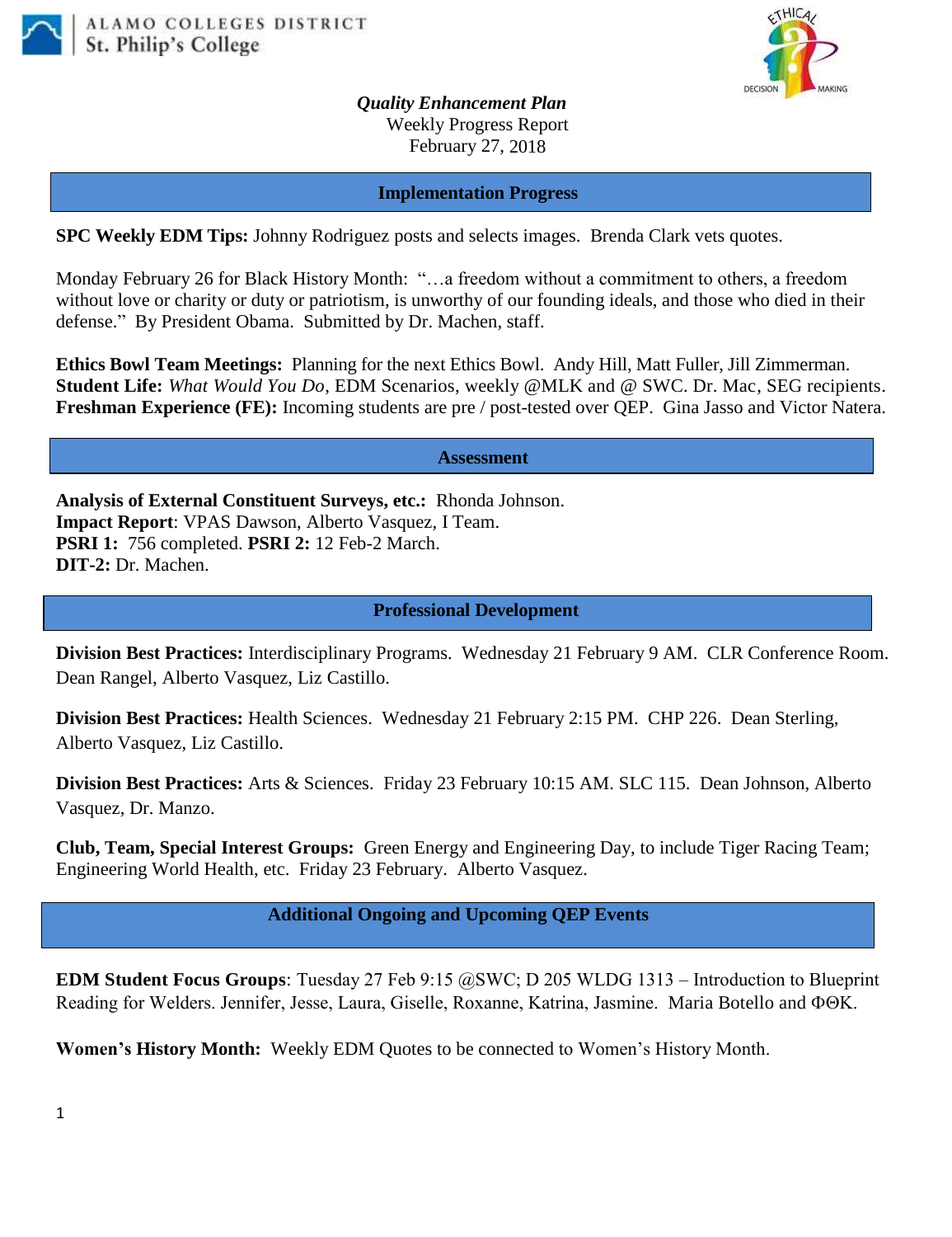ALAMO COLLEGES DISTRICT
St. Philip's College

***Quality Enhancement Plan***
Weekly Progress Report
February 27, 2018

## Implementation Progress

**SPC Weekly EDM Tips:** Johnny Rodriguez posts and selects images. Brenda Clark vets quotes.

Monday February 26 for Black History Month: "…a freedom without a commitment to others, a freedom without love or charity or duty or patriotism, is unworthy of our founding ideals, and those who died in their defense." By President Obama. Submitted by Dr. Machen, staff.

**Ethics Bowl Team Meetings:** Planning for the next Ethics Bowl. Andy Hill, Matt Fuller, Jill Zimmerman.
**Student Life:** *What Would You Do*, EDM Scenarios, weekly @MLK and @ SWC. Dr. Mac, SEG recipients.
**Freshman Experience (FE):** Incoming students are pre / post-tested over QEP. Gina Jasso and Victor Natera.

## Assessment

**Analysis of External Constituent Surveys, etc.:** Rhonda Johnson.
**Impact Report**: VPAS Dawson, Alberto Vasquez, I Team.
**PSRI 1:** 756 completed. **PSRI 2:** 12 Feb-2 March.
**DIT-2:** Dr. Machen.

## Professional Development

**Division Best Practices:** Interdisciplinary Programs. Wednesday 21 February 9 AM. CLR Conference Room. Dean Rangel, Alberto Vasquez, Liz Castillo.

**Division Best Practices:** Health Sciences. Wednesday 21 February 2:15 PM. CHP 226. Dean Sterling, Alberto Vasquez, Liz Castillo.

**Division Best Practices:** Arts & Sciences. Friday 23 February 10:15 AM. SLC 115. Dean Johnson, Alberto Vasquez, Dr. Manzo.

**Club, Team, Special Interest Groups:** Green Energy and Engineering Day, to include Tiger Racing Team; Engineering World Health, etc. Friday 23 February. Alberto Vasquez.

## Additional Ongoing and Upcoming QEP Events

**EDM Student Focus Groups**: Tuesday 27 Feb 9:15 @SWC; D 205 WLDG 1313 – Introduction to Blueprint Reading for Welders. Jennifer, Jesse, Laura, Giselle, Roxanne, Katrina, Jasmine. Maria Botello and ΦΘΚ.

**Women's History Month:** Weekly EDM Quotes to be connected to Women's History Month.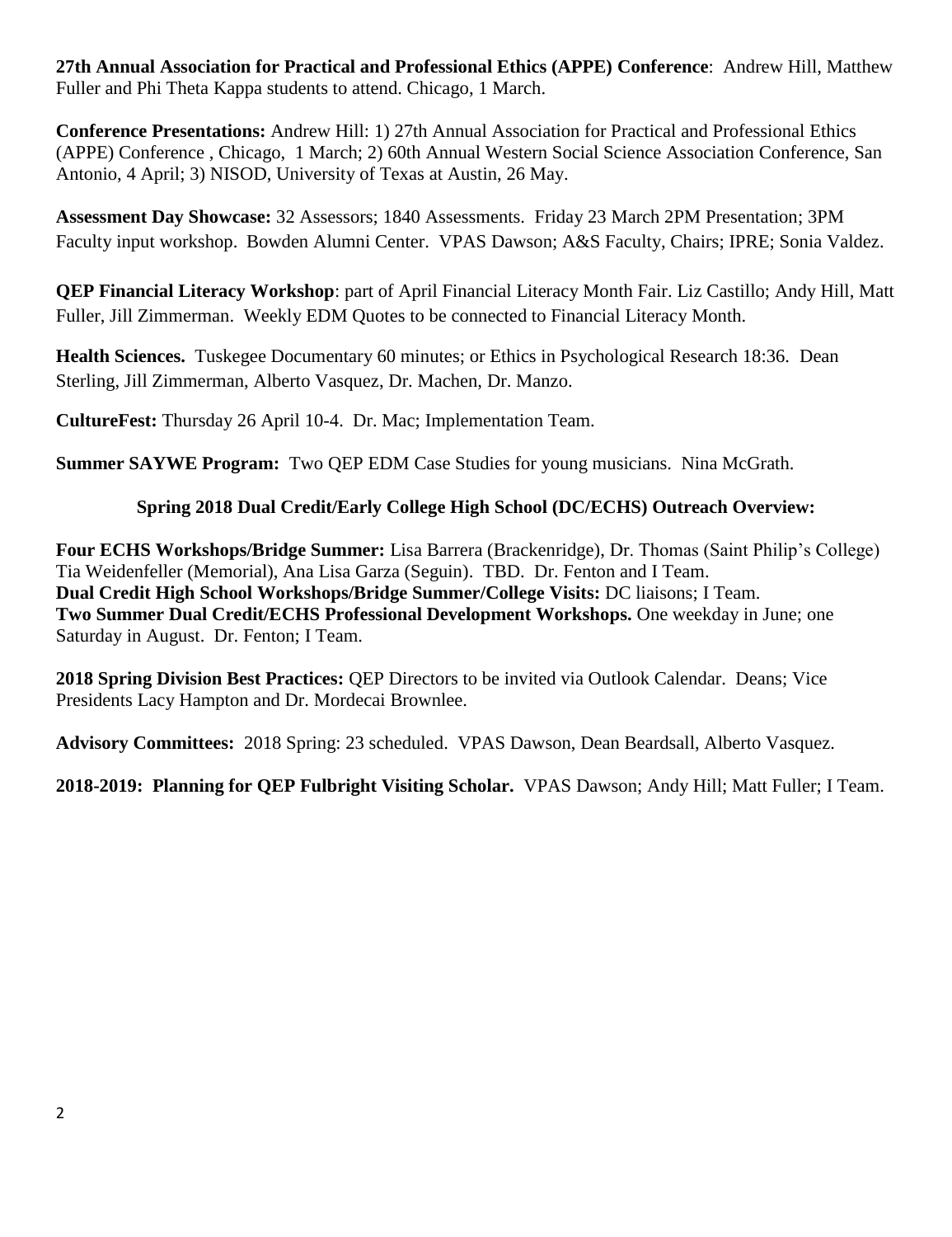**27th Annual Association for Practical and Professional Ethics (APPE) Conference**: Andrew Hill, Matthew Fuller and Phi Theta Kappa students to attend. Chicago, 1 March.

**Conference Presentations:** Andrew Hill: 1) 27th Annual Association for Practical and Professional Ethics (APPE) Conference , Chicago, 1 March; 2) 60th Annual Western Social Science Association Conference, San Antonio, 4 April; 3) NISOD, University of Texas at Austin, 26 May.

**Assessment Day Showcase:** 32 Assessors; 1840 Assessments. Friday 23 March 2PM Presentation; 3PM Faculty input workshop. Bowden Alumni Center. VPAS Dawson; A&S Faculty, Chairs; IPRE; Sonia Valdez.

**QEP Financial Literacy Workshop**: part of April Financial Literacy Month Fair. Liz Castillo; Andy Hill, Matt Fuller, Jill Zimmerman. Weekly EDM Quotes to be connected to Financial Literacy Month.

**Health Sciences.** Tuskegee Documentary 60 minutes; or Ethics in Psychological Research 18:36. Dean Sterling, Jill Zimmerman, Alberto Vasquez, Dr. Machen, Dr. Manzo.

**CultureFest:** Thursday 26 April 10-4. Dr. Mac; Implementation Team.

**Summer SAYWE Program:** Two QEP EDM Case Studies for young musicians. Nina McGrath.

**Spring 2018 Dual Credit/Early College High School (DC/ECHS) Outreach Overview:**

**Four ECHS Workshops/Bridge Summer:** Lisa Barrera (Brackenridge), Dr. Thomas (Saint Philip's College) Tia Weidenfeller (Memorial), Ana Lisa Garza (Seguin). TBD. Dr. Fenton and I Team.
**Dual Credit High School Workshops/Bridge Summer/College Visits:** DC liaisons; I Team.
**Two Summer Dual Credit/ECHS Professional Development Workshops.** One weekday in June; one Saturday in August. Dr. Fenton; I Team.

**2018 Spring Division Best Practices:** QEP Directors to be invited via Outlook Calendar. Deans; Vice Presidents Lacy Hampton and Dr. Mordecai Brownlee.

**Advisory Committees:** 2018 Spring: 23 scheduled. VPAS Dawson, Dean Beardsall, Alberto Vasquez.

**2018-2019: Planning for QEP Fulbright Visiting Scholar.** VPAS Dawson; Andy Hill; Matt Fuller; I Team.